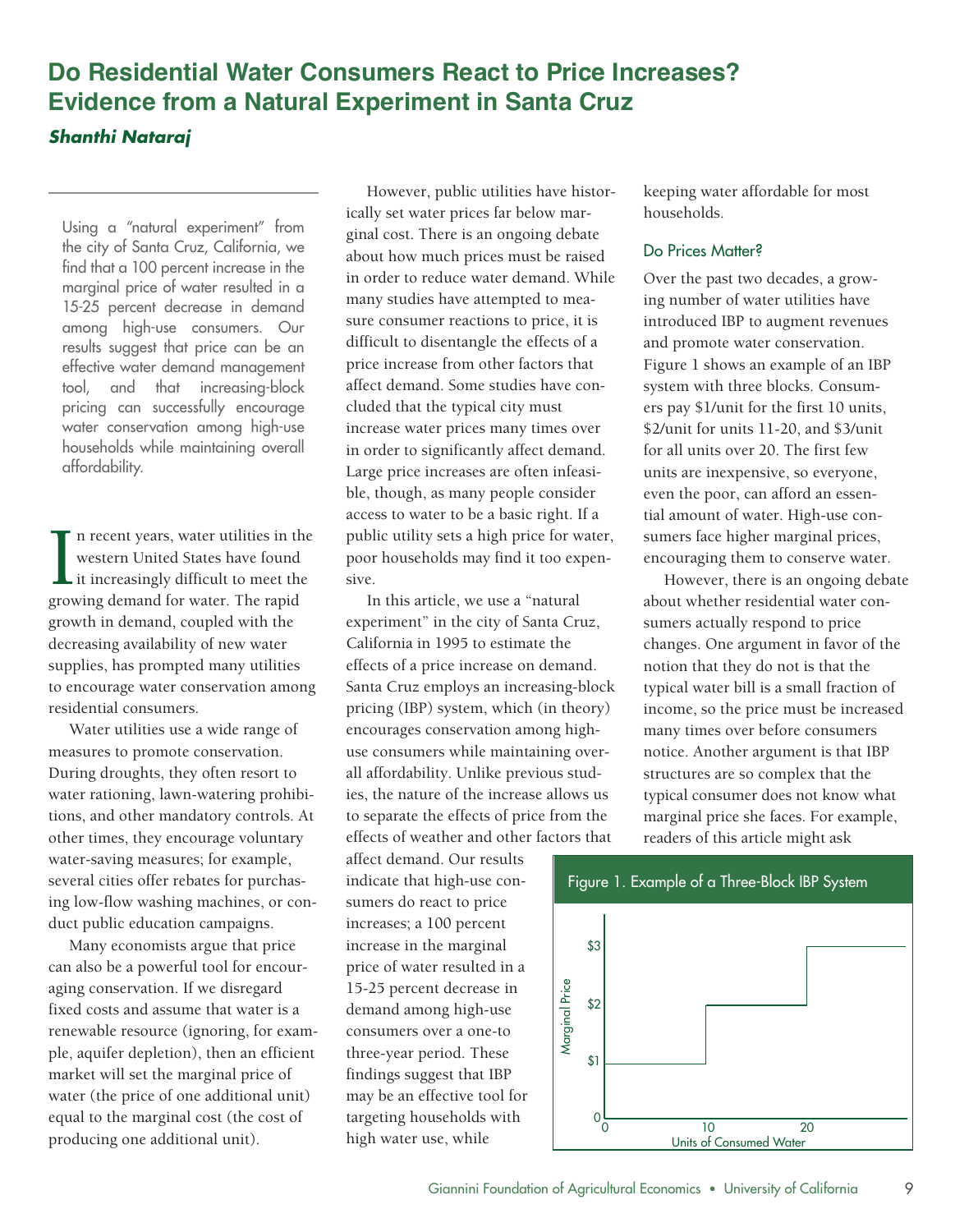# Do Residential Water Consumers React to Price Increases? Evidence from a Natural Experiment in Santa Cruz

***Shanthi Nataraj***

Using a "natural experiment" from the city of Santa Cruz, California, we find that a 100 percent increase in the marginal price of water resulted in a 15-25 percent decrease in demand among high-use consumers. Our results suggest that price can be an effective water demand management tool, and that increasing-block pricing can successfully encourage water conservation among high-use households while maintaining overall affordability.

In recent years, water utilities in the western United States have found it increasingly difficult to meet the growing demand for water. The rapid growth in demand, coupled with the decreasing availability of new water supplies, has prompted many utilities to encourage water conservation among residential consumers.

Water utilities use a wide range of measures to promote conservation. During droughts, they often resort to water rationing, lawn-watering prohibitions, and other mandatory controls. At other times, they encourage voluntary water-saving measures; for example, several cities offer rebates for purchasing low-flow washing machines, or conduct public education campaigns.

Many economists argue that price can also be a powerful tool for encouraging conservation. If we disregard fixed costs and assume that water is a renewable resource (ignoring, for example, aquifer depletion), then an efficient market will set the marginal price of water (the price of one additional unit) equal to the marginal cost (the cost of producing one additional unit).

However, public utilities have historically set water prices far below marginal cost. There is an ongoing debate about how much prices must be raised in order to reduce water demand. While many studies have attempted to measure consumer reactions to price, it is difficult to disentangle the effects of a price increase from other factors that affect demand. Some studies have concluded that the typical city must increase water prices many times over in order to significantly affect demand. Large price increases are often infeasible, though, as many people consider access to water to be a basic right. If a public utility sets a high price for water, poor households may find it too expensive.

In this article, we use a "natural experiment" in the city of Santa Cruz, California in 1995 to estimate the effects of a price increase on demand. Santa Cruz employs an increasing-block pricing (IBP) system, which (in theory) encourages conservation among high-use consumers while maintaining overall affordability. Unlike previous studies, the nature of the increase allows us to separate the effects of price from the effects of weather and other factors that affect demand. Our results indicate that high-use consumers do react to price increases; a 100 percent increase in the marginal price of water resulted in a 15-25 percent decrease in demand among high-use consumers over a one-to three-year period. These findings suggest that IBP may be an effective tool for targeting households with high water use, while keeping water affordable for most households.

## Do Prices Matter?

Over the past two decades, a growing number of water utilities have introduced IBP to augment revenues and promote water conservation. Figure 1 shows an example of an IBP system with three blocks. Consumers pay $1/unit for the first 10 units, $2/unit for units 11-20, and $3/unit for all units over 20. The first few units are inexpensive, so everyone, even the poor, can afford an essential amount of water. High-use consumers face higher marginal prices, encouraging them to conserve water.

However, there is an ongoing debate about whether residential water consumers actually respond to price changes. One argument in favor of the notion that they do not is that the typical water bill is a small fraction of income, so the price must be increased many times over before consumers notice. Another argument is that IBP structures are so complex that the typical consumer does not know what marginal price she faces. For example, readers of this article might ask

Figure 1. Example of a Three-Block IBP System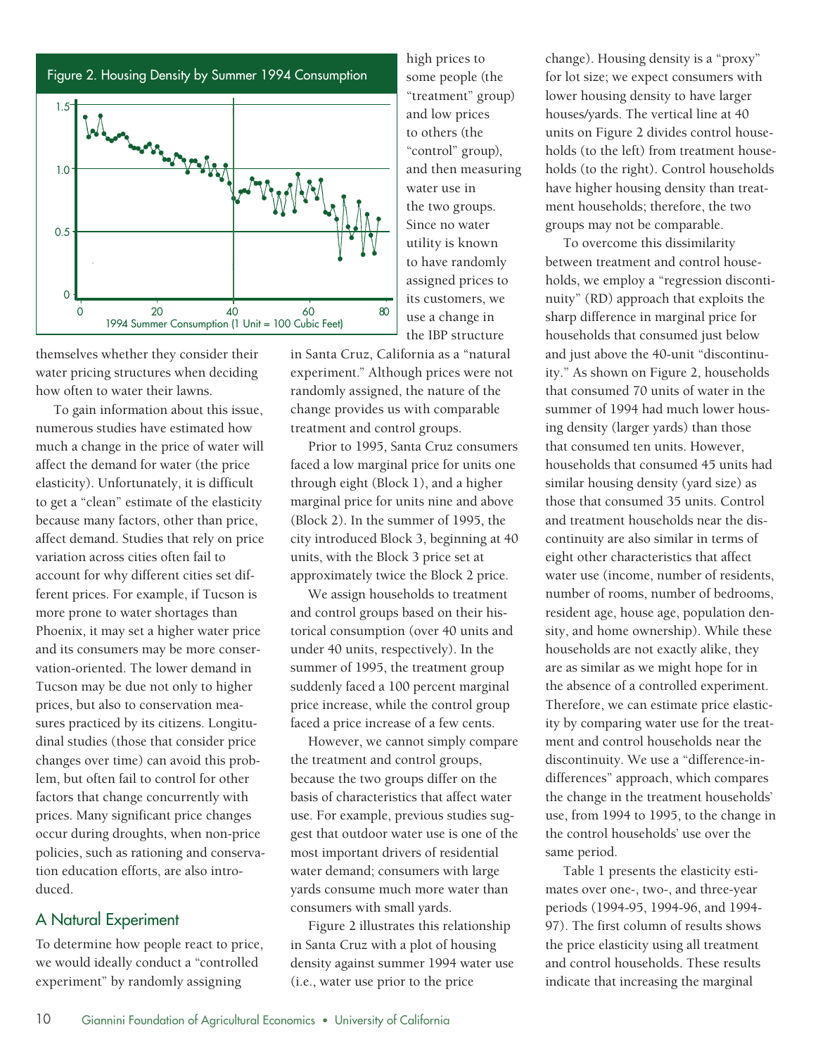Figure 2. Housing Density by Summer 1994 Consumption

themselves whether they consider their water pricing structures when deciding how often to water their lawns.

To gain information about this issue, numerous studies have estimated how much a change in the price of water will affect the demand for water (the price elasticity). Unfortunately, it is difficult to get a "clean" estimate of the elasticity because many factors, other than price, affect demand. Studies that rely on price variation across cities often fail to account for why different cities set different prices. For example, if Tucson is more prone to water shortages than Phoenix, it may set a higher water price and its consumers may be more conservation-oriented. The lower demand in Tucson may be due not only to higher prices, but also to conservation measures practiced by its citizens. Longitudinal studies (those that consider price changes over time) can avoid this problem, but often fail to control for other factors that change concurrently with prices. Many significant price changes occur during droughts, when non-price policies, such as rationing and conservation education efforts, are also introduced.

## A Natural Experiment

To determine how people react to price, we would ideally conduct a "controlled experiment" by randomly assigning high prices to some people (the "treatment" group) and low prices to others (the "control" group), and then measuring water use in the two groups. Since no water utility is known to have randomly assigned prices to its customers, we use a change in the IBP structure in Santa Cruz, California as a "natural experiment." Although prices were not randomly assigned, the nature of the change provides us with comparable treatment and control groups.

Prior to 1995, Santa Cruz consumers faced a low marginal price for units one through eight (Block 1), and a higher marginal price for units nine and above (Block 2). In the summer of 1995, the city introduced Block 3, beginning at 40 units, with the Block 3 price set at approximately twice the Block 2 price.

We assign households to treatment and control groups based on their historical consumption (over 40 units and under 40 units, respectively). In the summer of 1995, the treatment group suddenly faced a 100 percent marginal price increase, while the control group faced a price increase of a few cents.

However, we cannot simply compare the treatment and control groups, because the two groups differ on the basis of characteristics that affect water use. For example, previous studies suggest that outdoor water use is one of the most important drivers of residential water demand; consumers with large yards consume much more water than consumers with small yards.

Figure 2 illustrates this relationship in Santa Cruz with a plot of housing density against summer 1994 water use (i.e., water use prior to the price change). Housing density is a "proxy" for lot size; we expect consumers with lower housing density to have larger houses/yards. The vertical line at 40 units on Figure 2 divides control households (to the left) from treatment households (to the right). Control households have higher housing density than treatment households; therefore, the two groups may not be comparable.

To overcome this dissimilarity between treatment and control households, we employ a "regression discontinuity" (RD) approach that exploits the sharp difference in marginal price for households that consumed just below and just above the 40-unit "discontinuity." As shown on Figure 2, households that consumed 70 units of water in the summer of 1994 had much lower housing density (larger yards) than those that consumed ten units. However, households that consumed 45 units had similar housing density (yard size) as those that consumed 35 units. Control and treatment households near the discontinuity are also similar in terms of eight other characteristics that affect water use (income, number of residents, number of rooms, number of bedrooms, resident age, house age, population density, and home ownership). While these households are not exactly alike, they are as similar as we might hope for in the absence of a controlled experiment. Therefore, we can estimate price elasticity by comparing water use for the treatment and control households near the discontinuity. We use a "difference-in-differences" approach, which compares the change in the treatment households' use, from 1994 to 1995, to the change in the control households' use over the same period.

Table 1 presents the elasticity estimates over one-, two-, and three-year periods (1994-95, 1994-96, and 1994-97). The first column of results shows the price elasticity using all treatment and control households. These results indicate that increasing the marginal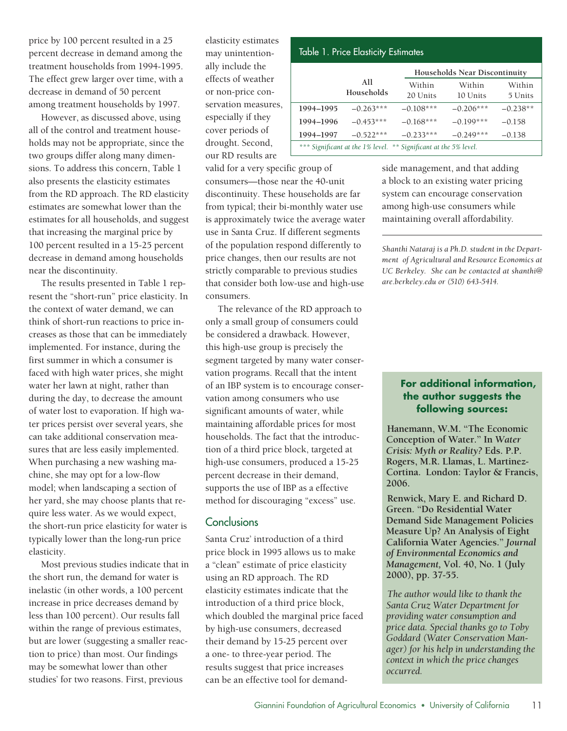price by 100 percent resulted in a 25 percent decrease in demand among the treatment households from 1994-1995. The effect grew larger over time, with a decrease in demand of 50 percent among treatment households by 1997.

However, as discussed above, using all of the control and treatment households may not be appropriate, since the two groups differ along many dimensions. To address this concern, Table 1 also presents the elasticity estimates from the RD approach. The RD elasticity estimates are somewhat lower than the estimates for all households, and suggest that increasing the marginal price by 100 percent resulted in a 15-25 percent decrease in demand among households near the discontinuity.

The results presented in Table 1 represent the "short-run" price elasticity. In the context of water demand, we can think of short-run reactions to price increases as those that can be immediately implemented. For instance, during the first summer in which a consumer is faced with high water prices, she might water her lawn at night, rather than during the day, to decrease the amount of water lost to evaporation. If high water prices persist over several years, she can take additional conservation measures that are less easily implemented. When purchasing a new washing machine, she may opt for a low-flow model; when landscaping a section of her yard, she may choose plants that require less water. As we would expect, the short-run price elasticity for water is typically lower than the long-run price elasticity.

Most previous studies indicate that in the short run, the demand for water is inelastic (in other words, a 100 percent increase in price decreases demand by less than 100 percent). Our results fall within the range of previous estimates, but are lower (suggesting a smaller reaction to price) than most. Our findings may be somewhat lower than other studies' for two reasons. First, previous elasticity estimates may unintentionally include the effects of weather or non-price conservation measures, especially if they cover periods of drought. Second, our RD results are valid for a very specific group of consumers—those near the 40-unit discontinuity. These households are far from typical; their bi-monthly water use is approximately twice the average water use in Santa Cruz. If different segments of the population respond differently to price changes, then our results are not strictly comparable to previous studies that consider both low-use and high-use consumers.

Table 1. Price Elasticity Estimates

| | All Households | Households Near Discontinuity | | |
|---|---|---|---|---|
| | | Within 20 Units | Within 10 Units | Within 5 Units |
| 1994–1995 | −0.263*** | −0.108*** | −0.206*** | −0.238** |
| 1994–1996 | −0.453*** | −0.168*** | −0.199*** | −0.158 |
| 1994–1997 | −0.522*** | −0.233*** | −0.249*** | −0.138 |

*\*\*\* Significant at the 1% level. \*\* Significant at the 5% level.*

The relevance of the RD approach to only a small group of consumers could be considered a drawback. However, this high-use group is precisely the segment targeted by many water conservation programs. Recall that the intent of an IBP system is to encourage conservation among consumers who use significant amounts of water, while maintaining affordable prices for most households. The fact that the introduction of a third price block, targeted at high-use consumers, produced a 15-25 percent decrease in their demand, supports the use of IBP as a effective method for discouraging "excess" use.

## Conclusions

Santa Cruz' introduction of a third price block in 1995 allows us to make a "clean" estimate of price elasticity using an RD approach. The RD elasticity estimates indicate that the introduction of a third price block, which doubled the marginal price faced by high-use consumers, decreased their demand by 15-25 percent over a one- to three-year period. The results suggest that price increases can be an effective tool for demand-side management, and that adding a block to an existing water pricing system can encourage conservation among high-use consumers while maintaining overall affordability.

*Shanthi Nataraj is a Ph.D. student in the Department of Agricultural and Resource Economics at UC Berkeley. She can be contacted at shanthi@are.berkeley.edu or (510) 643-5414.*

**For additional information, the author suggests the following sources:**

**Hanemann, W.M. "The Economic Conception of Water." In *Water Crisis: Myth or Reality?* Eds. P.P. Rogers, M.R. Llamas, L. Martinez-Cortina. London: Taylor & Francis, 2006.**

**Renwick, Mary E. and Richard D. Green. "Do Residential Water Demand Side Management Policies Measure Up? An Analysis of Eight California Water Agencies." *Journal of Environmental Economics and Management,* Vol. 40, No. 1 (July 2000), pp. 37-55.**

*The author would like to thank the Santa Cruz Water Department for providing water consumption and price data. Special thanks go to Toby Goddard (Water Conservation Manager) for his help in understanding the context in which the price changes occurred.*